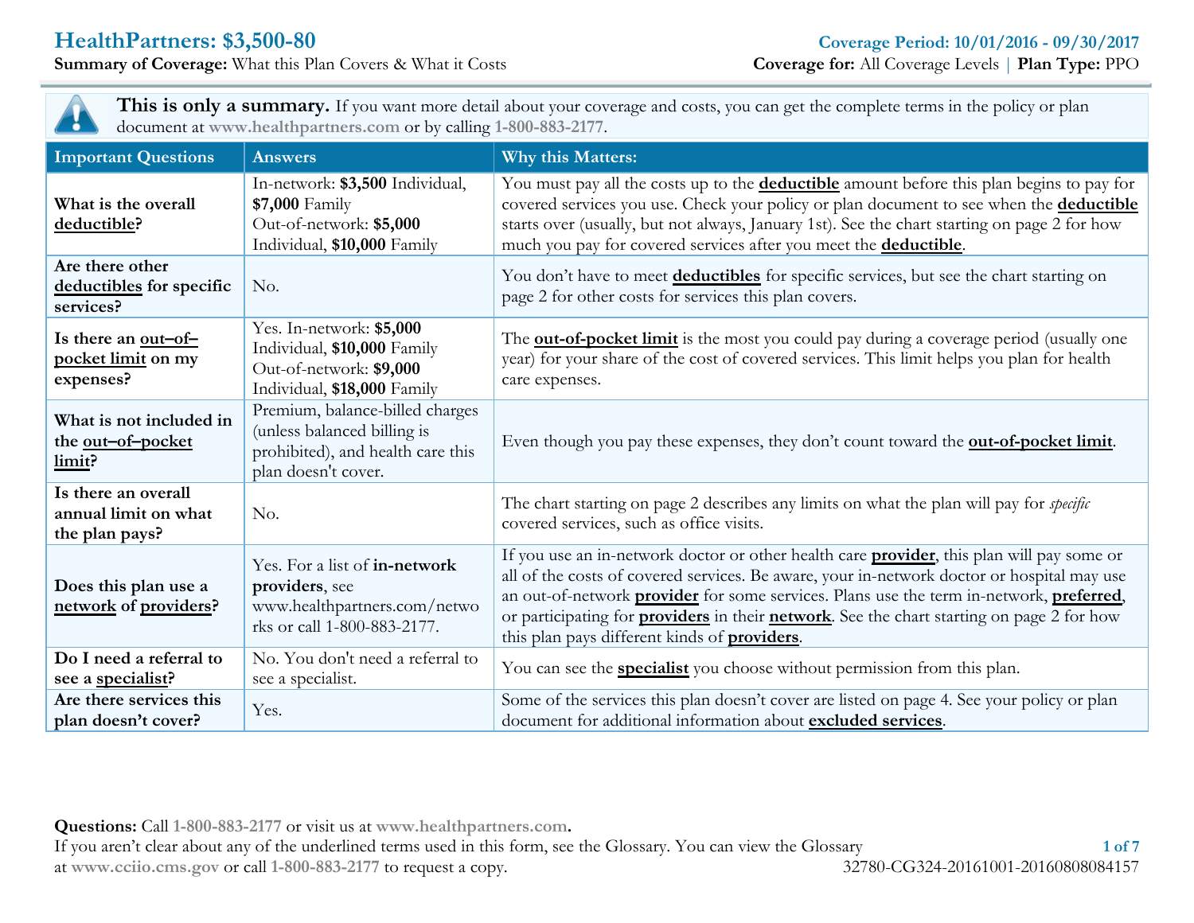# HealthPartners: $3,500-80

**Coverage Period: 10/01/2016 - 09/30/2017**

**Summary of Coverage:** What this Plan Covers & What it Costs

**Coverage for:** All Coverage Levels | **Plan Type:** PPO

**This is only a summary.** If you want more detail about your coverage and costs, you can get the complete terms in the policy or plan document at www.healthpartners.com or by calling 1-800-883-2177.

| Important Questions | Answers | Why this Matters: |
|---|---|---|
| **What is the overall deductible?** | In-network: **$3,500** Individual, **$7,000** Family Out-of-network: **$5,000** Individual, **$10,000** Family | You must pay all the costs up to the **deductible** amount before this plan begins to pay for covered services you use. Check your policy or plan document to see when the **deductible** starts over (usually, but not always, January 1st). See the chart starting on page 2 for how much you pay for covered services after you meet the **deductible**. |
| **Are there other deductibles for specific services?** | No. | You don't have to meet **deductibles** for specific services, but see the chart starting on page 2 for other costs for services this plan covers. |
| **Is there an out–of–pocket limit on my expenses?** | Yes. In-network: **$5,000** Individual, **$10,000** Family Out-of-network: **$9,000** Individual, **$18,000** Family | The **out-of-pocket limit** is the most you could pay during a coverage period (usually one year) for your share of the cost of covered services. This limit helps you plan for health care expenses. |
| **What is not included in the out–of–pocket limit?** | Premium, balance-billed charges (unless balanced billing is prohibited), and health care this plan doesn't cover. | Even though you pay these expenses, they don't count toward the **out-of-pocket limit**. |
| **Is there an overall annual limit on what the plan pays?** | No. | The chart starting on page 2 describes any limits on what the plan will pay for *specific* covered services, such as office visits. |
| **Does this plan use a network of providers?** | Yes. For a list of **in-network providers**, see www.healthpartners.com/networks or call 1-800-883-2177. | If you use an in-network doctor or other health care **provider**, this plan will pay some or all of the costs of covered services. Be aware, your in-network doctor or hospital may use an out-of-network **provider** for some services. Plans use the term in-network, **preferred**, or participating for **providers** in their **network**. See the chart starting on page 2 for how this plan pays different kinds of **providers**. |
| **Do I need a referral to see a specialist?** | No. You don't need a referral to see a specialist. | You can see the **specialist** you choose without permission from this plan. |
| **Are there services this plan doesn't cover?** | Yes. | Some of the services this plan doesn't cover are listed on page 4. See your policy or plan document for additional information about **excluded services**. |

**Questions:** Call 1-800-883-2177 or visit us at **www.healthpartners.com.**

If you aren't clear about any of the underlined terms used in this form, see the Glossary. You can view the Glossary at www.cciio.cms.gov or call 1-800-883-2177 to request a copy.

32780-CG324-20161001-20160808084157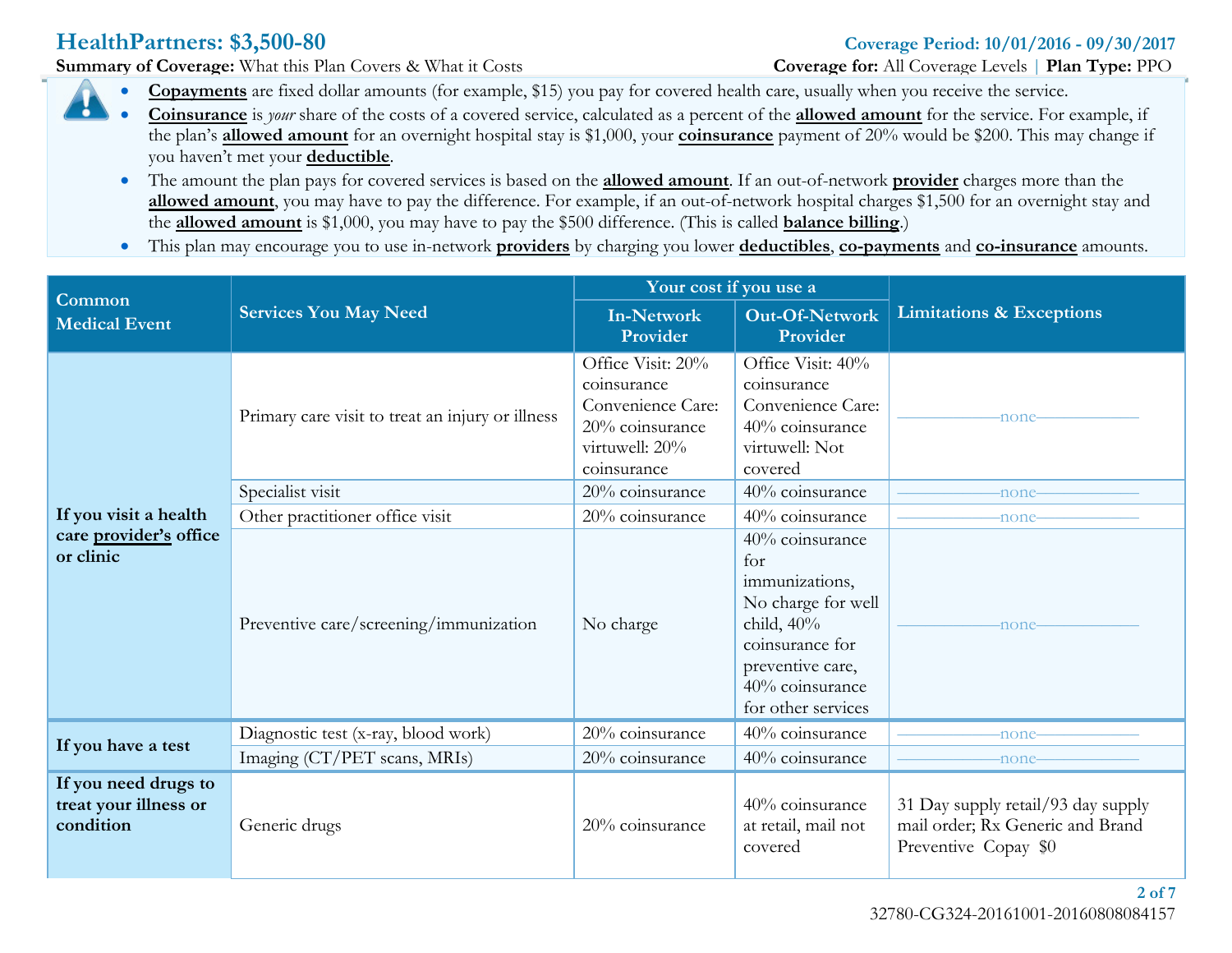# HealthPartners: $3,500-80

**Coverage Period: 10/01/2016 - 09/30/2017**

**Summary of Coverage:** What this Plan Covers & What it Costs

**Coverage for:** All Coverage Levels | **Plan Type:** PPO

- **Copayments** are fixed dollar amounts (for example, $15) you pay for covered health care, usually when you receive the service.
- **Coinsurance** is *your* share of the costs of a covered service, calculated as a percent of the **allowed amount** for the service. For example, if the plan's **allowed amount** for an overnight hospital stay is $1,000, your **coinsurance** payment of 20% would be $200. This may change if you haven't met your **deductible**.
- The amount the plan pays for covered services is based on the **allowed amount**. If an out-of-network **provider** charges more than the **allowed amount**, you may have to pay the difference. For example, if an out-of-network hospital charges $1,500 for an overnight stay and the **allowed amount** is $1,000, you may have to pay the $500 difference. (This is called **balance billing**.)
- This plan may encourage you to use in-network **providers** by charging you lower **deductibles**, **co-payments** and **co-insurance** amounts.

| Common Medical Event | Services You May Need | Your cost if you use a In-Network Provider | Your cost if you use a Out-Of-Network Provider | Limitations & Exceptions |
|---|---|---|---|---|
| If you visit a health care **provider's** office or clinic | Primary care visit to treat an injury or illness | Office Visit: 20% coinsurance Convenience Care: 20% coinsurance virtuwell: 20% coinsurance | Office Visit: 40% coinsurance Convenience Care: 40% coinsurance virtuwell: Not covered | none |
| | Specialist visit | 20% coinsurance | 40% coinsurance | none |
| | Other practitioner office visit | 20% coinsurance | 40% coinsurance | none |
| | Preventive care/screening/immunization | No charge | 40% coinsurance for immunizations, No charge for well child, 40% coinsurance for preventive care, 40% coinsurance for other services | none |
| If you have a test | Diagnostic test (x-ray, blood work) | 20% coinsurance | 40% coinsurance | none |
| | Imaging (CT/PET scans, MRIs) | 20% coinsurance | 40% coinsurance | none |
| If you need drugs to treat your illness or condition | Generic drugs | 20% coinsurance | 40% coinsurance at retail, mail not covered | 31 Day supply retail/93 day supply mail order; Rx Generic and Brand Preventive Copay $0 |

32780-CG324-20161001-20160808084157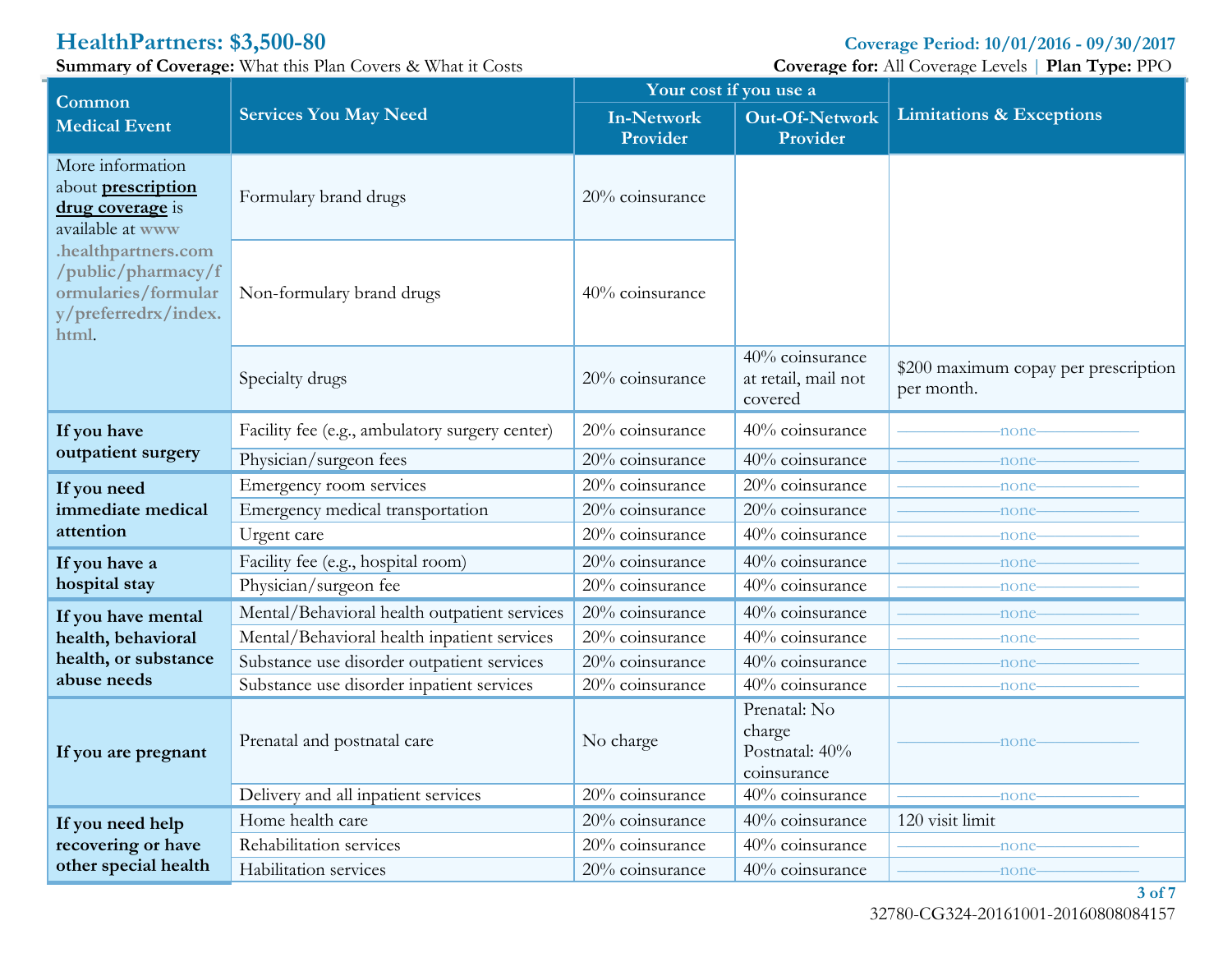**HealthPartners: $3,500-80** | **Coverage Period: 10/01/2016 - 09/30/2017**

**Summary of Coverage:** What this Plan Covers & What it Costs | **Coverage for:** All Coverage Levels | **Plan Type:** PPO

| Common Medical Event | Services You May Need | Your cost if you use a In-Network Provider | Your cost if you use a Out-Of-Network Provider | Limitations & Exceptions |
|---|---|---|---|---|
| More information about **prescription drug coverage** is available at www .healthpartners.com /public/pharmacy/formularies/formulary/preferredrx/index.html. | Formulary brand drugs | 20% coinsurance | | |
| | Non-formulary brand drugs | 40% coinsurance | | |
| | Specialty drugs | 20% coinsurance | 40% coinsurance at retail, mail not covered | $200 maximum copay per prescription per month. |
| **If you have outpatient surgery** | Facility fee (e.g., ambulatory surgery center) | 20% coinsurance | 40% coinsurance | none |
| | Physician/surgeon fees | 20% coinsurance | 40% coinsurance | none |
| **If you need immediate medical attention** | Emergency room services | 20% coinsurance | 20% coinsurance | none |
| | Emergency medical transportation | 20% coinsurance | 20% coinsurance | none |
| | Urgent care | 20% coinsurance | 40% coinsurance | none |
| **If you have a hospital stay** | Facility fee (e.g., hospital room) | 20% coinsurance | 40% coinsurance | none |
| | Physician/surgeon fee | 20% coinsurance | 40% coinsurance | none |
| **If you have mental health, behavioral health, or substance abuse needs** | Mental/Behavioral health outpatient services | 20% coinsurance | 40% coinsurance | none |
| | Mental/Behavioral health inpatient services | 20% coinsurance | 40% coinsurance | none |
| | Substance use disorder outpatient services | 20% coinsurance | 40% coinsurance | none |
| | Substance use disorder inpatient services | 20% coinsurance | 40% coinsurance | none |
| **If you are pregnant** | Prenatal and postnatal care | No charge | Prenatal: No charge Postnatal: 40% coinsurance | none |
| | Delivery and all inpatient services | 20% coinsurance | 40% coinsurance | none |
| **If you need help recovering or have other special health** | Home health care | 20% coinsurance | 40% coinsurance | 120 visit limit |
| | Rehabilitation services | 20% coinsurance | 40% coinsurance | none |
| | Habilitation services | 20% coinsurance | 40% coinsurance | none |

32780-CG324-20161001-20160808084157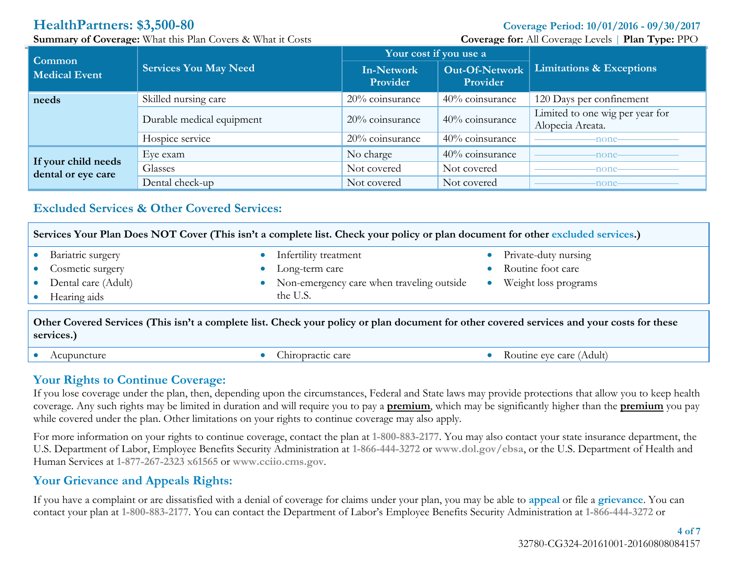**HealthPartners: $3,500-80**
**Summary of Coverage:** What this Plan Covers & What it Costs

**Coverage Period: 10/01/2016 - 09/30/2017**
**Coverage for:** All Coverage Levels | **Plan Type:** PPO

| Common Medical Event | Services You May Need | Your cost if you use a In-Network Provider | Your cost if you use a Out-Of-Network Provider | Limitations & Exceptions |
|---|---|---|---|---|
| **needs** | Skilled nursing care | 20% coinsurance | 40% coinsurance | 120 Days per confinement |
| | Durable medical equipment | 20% coinsurance | 40% coinsurance | Limited to one wig per year for Alopecia Areata. |
| | Hospice service | 20% coinsurance | 40% coinsurance | ——none—— |
| **If your child needs dental or eye care** | Eye exam | No charge | 40% coinsurance | ——none—— |
| | Glasses | Not covered | Not covered | ——none—— |
| | Dental check-up | Not covered | Not covered | ——none—— |

## Excluded Services & Other Covered Services:

**Services Your Plan Does NOT Cover (This isn't a complete list. Check your policy or plan document for other excluded services.)**

- Bariatric surgery
- Cosmetic surgery
- Dental care (Adult)
- Hearing aids
- Infertility treatment
- Long-term care
- Non-emergency care when traveling outside the U.S.
- Private-duty nursing
- Routine foot care
- Weight loss programs

**Other Covered Services (This isn't a complete list. Check your policy or plan document for other covered services and your costs for these services.)**

- Acupuncture
- Chiropractic care
- Routine eye care (Adult)

## Your Rights to Continue Coverage:

If you lose coverage under the plan, then, depending upon the circumstances, Federal and State laws may provide protections that allow you to keep health coverage. Any such rights may be limited in duration and will require you to pay a **premium**, which may be significantly higher than the **premium** you pay while covered under the plan. Other limitations on your rights to continue coverage may also apply.

For more information on your rights to continue coverage, contact the plan at 1-800-883-2177. You may also contact your state insurance department, the U.S. Department of Labor, Employee Benefits Security Administration at 1-866-444-3272 or www.dol.gov/ebsa, or the U.S. Department of Health and Human Services at 1-877-267-2323 x61565 or www.cciio.cms.gov.

## Your Grievance and Appeals Rights:

If you have a complaint or are dissatisfied with a denial of coverage for claims under your plan, you may be able to appeal or file a grievance. You can contact your plan at 1-800-883-2177. You can contact the Department of Labor's Employee Benefits Security Administration at 1-866-444-3272 or

32780-CG324-20161001-20160808084157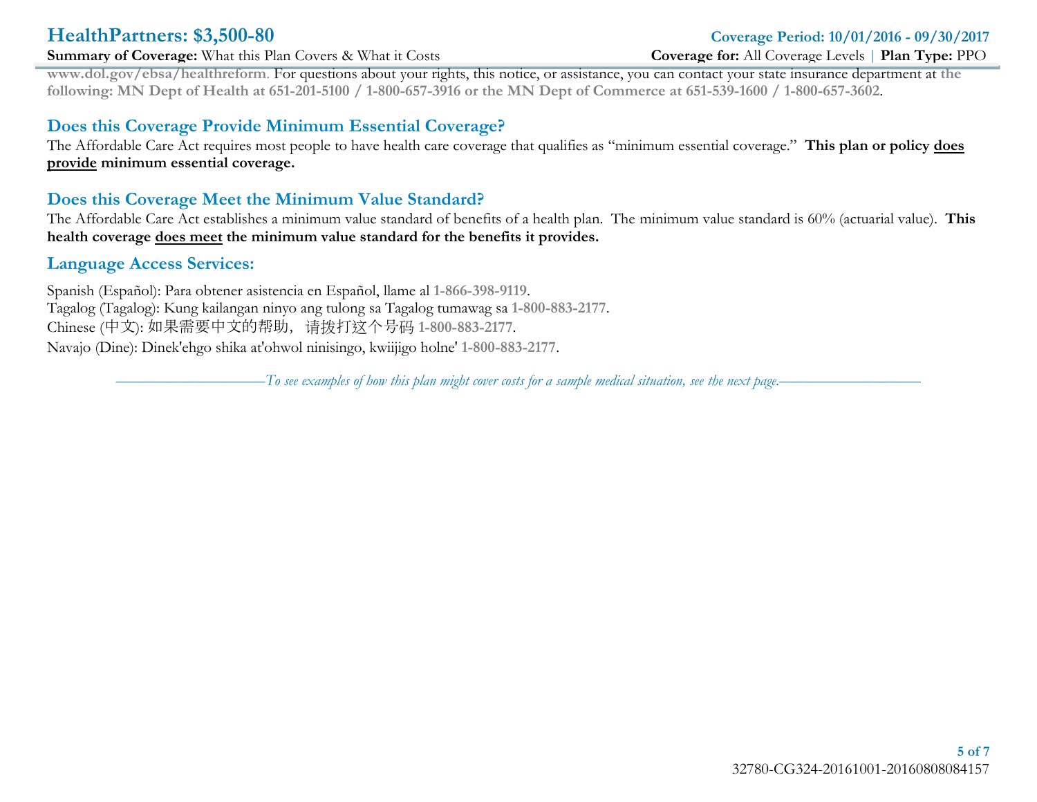www.dol.gov/ebsa/healthreform. For questions about your rights, this notice, or assistance, you can contact your state insurance department at **the following: MN Dept of Health at 651-201-5100 / 1-800-657-3916 or the MN Dept of Commerce at 651-539-1600 / 1-800-657-3602**.

## Does this Coverage Provide Minimum Essential Coverage?

The Affordable Care Act requires most people to have health care coverage that qualifies as "minimum essential coverage." **This plan or policy does provide minimum essential coverage.**

## Does this Coverage Meet the Minimum Value Standard?

The Affordable Care Act establishes a minimum value standard of benefits of a health plan. The minimum value standard is 60% (actuarial value). **This health coverage does meet the minimum value standard for the benefits it provides.**

## Language Access Services:

Spanish (Español): Para obtener asistencia en Español, llame al **1-866-398-9119**.
Tagalog (Tagalog): Kung kailangan ninyo ang tulong sa Tagalog tumawag sa **1-800-883-2177**.
Chinese (中文): 如果需要中文的帮助，请拨打这个号码 **1-800-883-2177**.
Navajo (Dine): Dinek'ehgo shika at'ohwol ninisingo, kwiijigo holne' **1-800-883-2177**.

*To see examples of how this plan might cover costs for a sample medical situation, see the next page.*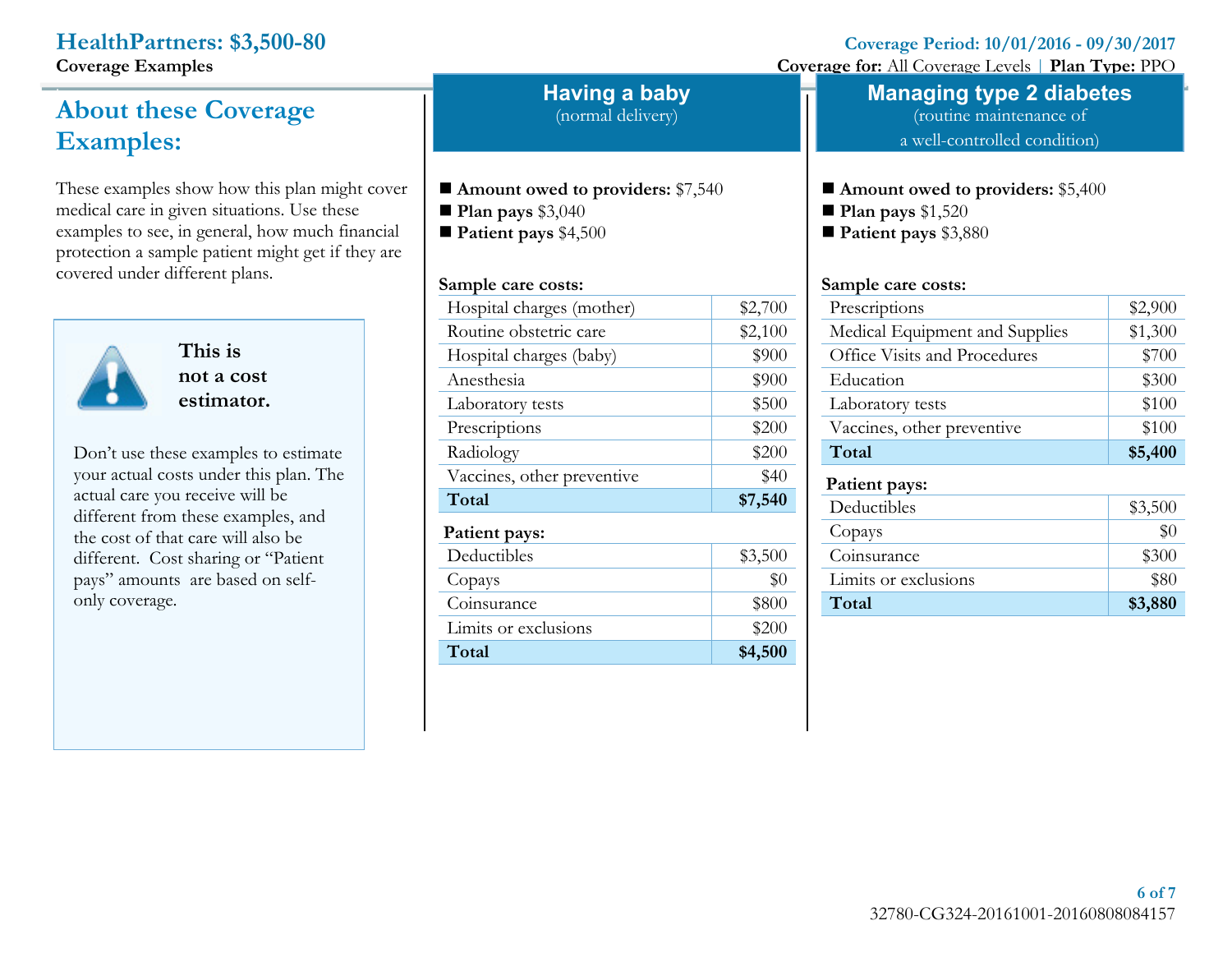# HealthPartners: $3,500-80

**Coverage Examples**

Coverage Period: 10/01/2016 - 09/30/2017

**Coverage for:** All Coverage Levels | **Plan Type:** PPO

## About these Coverage Examples:

These examples show how this plan might cover medical care in given situations. Use these examples to see, in general, how much financial protection a sample patient might get if they are covered under different plans.

**This is not a cost estimator.**

Don't use these examples to estimate your actual costs under this plan. The actual care you receive will be different from these examples, and the cost of that care will also be different. Cost sharing or "Patient pays" amounts are based on self-only coverage.

## Having a baby

(normal delivery)

- **Amount owed to providers:** $7,540
- **Plan pays** $3,040
- **Patient pays** $4,500

**Sample care costs:**

| | |
|---|---|
| Hospital charges (mother) | $2,700 |
| Routine obstetric care | $2,100 |
| Hospital charges (baby) | $900 |
| Anesthesia | $900 |
| Laboratory tests | $500 |
| Prescriptions | $200 |
| Radiology | $200 |
| Vaccines, other preventive | $40 |
| **Total** | **$7,540** |

**Patient pays:**

| | |
|---|---|
| Deductibles | $3,500 |
| Copays | $0 |
| Coinsurance | $800 |
| Limits or exclusions | $200 |
| **Total** | **$4,500** |

## Managing type 2 diabetes

(routine maintenance of a well-controlled condition)

- **Amount owed to providers:** $5,400
- **Plan pays** $1,520
- **Patient pays** $3,880

**Sample care costs:**

| | |
|---|---|
| Prescriptions | $2,900 |
| Medical Equipment and Supplies | $1,300 |
| Office Visits and Procedures | $700 |
| Education | $300 |
| Laboratory tests | $100 |
| Vaccines, other preventive | $100 |
| **Total** | **$5,400** |

**Patient pays:**

| | |
|---|---|
| Deductibles | $3,500 |
| Copays | $0 |
| Coinsurance | $300 |
| Limits or exclusions | $80 |
| **Total** | **$3,880** |

32780-CG324-20161001-20160808084157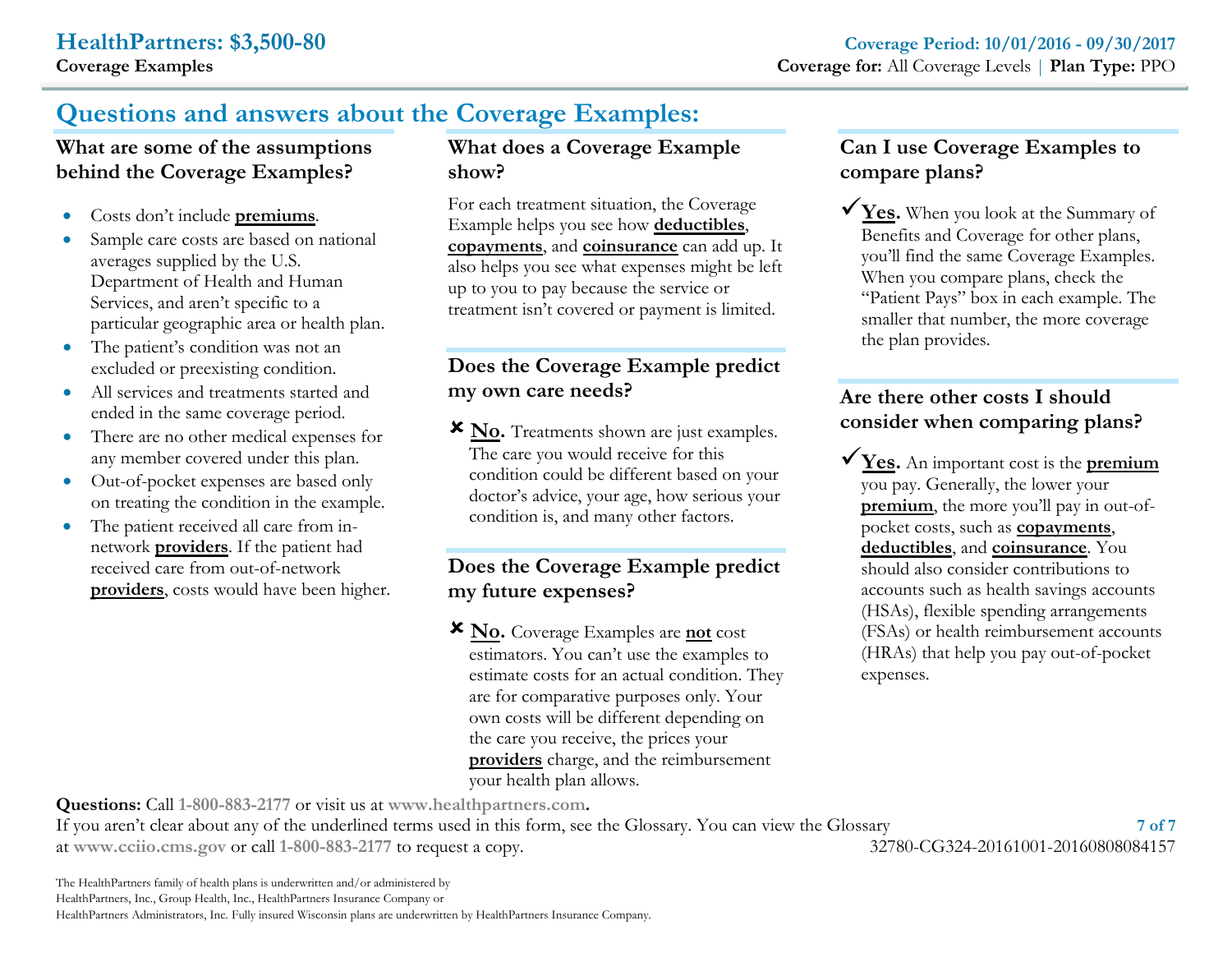# Questions and answers about the Coverage Examples:

### What are some of the assumptions behind the Coverage Examples?

- Costs don't include **premiums**.
- Sample care costs are based on national averages supplied by the U.S. Department of Health and Human Services, and aren't specific to a particular geographic area or health plan.
- The patient's condition was not an excluded or preexisting condition.
- All services and treatments started and ended in the same coverage period.
- There are no other medical expenses for any member covered under this plan.
- Out-of-pocket expenses are based only on treating the condition in the example.
- The patient received all care from in-network **providers**. If the patient had received care from out-of-network **providers**, costs would have been higher.

### What does a Coverage Example show?

For each treatment situation, the Coverage Example helps you see how **deductibles**, **copayments**, and **coinsurance** can add up. It also helps you see what expenses might be left up to you to pay because the service or treatment isn't covered or payment is limited.

### Does the Coverage Example predict my own care needs?

✘ **No.** Treatments shown are just examples. The care you would receive for this condition could be different based on your doctor's advice, your age, how serious your condition is, and many other factors.

### Does the Coverage Example predict my future expenses?

✘ **No.** Coverage Examples are **not** cost estimators. You can't use the examples to estimate costs for an actual condition. They are for comparative purposes only. Your own costs will be different depending on the care you receive, the prices your **providers** charge, and the reimbursement your health plan allows.

### Can I use Coverage Examples to compare plans?

✓ **Yes.** When you look at the Summary of Benefits and Coverage for other plans, you'll find the same Coverage Examples. When you compare plans, check the "Patient Pays" box in each example. The smaller that number, the more coverage the plan provides.

### Are there other costs I should consider when comparing plans?

✓ **Yes.** An important cost is the **premium** you pay. Generally, the lower your **premium**, the more you'll pay in out-of-pocket costs, such as **copayments**, **deductibles**, and **coinsurance**. You should also consider contributions to accounts such as health savings accounts (HSAs), flexible spending arrangements (FSAs) or health reimbursement accounts (HRAs) that help you pay out-of-pocket expenses.

**Questions:** Call **1-800-883-2177** or visit us at **www.healthpartners.com.**
If you aren't clear about any of the underlined terms used in this form, see the Glossary. You can view the Glossary at **www.cciio.cms.gov** or call **1-800-883-2177** to request a copy.

32780-CG324-20161001-20160808084157

The HealthPartners family of health plans is underwritten and/or administered by HealthPartners, Inc., Group Health, Inc., HealthPartners Insurance Company or HealthPartners Administrators, Inc. Fully insured Wisconsin plans are underwritten by HealthPartners Insurance Company.